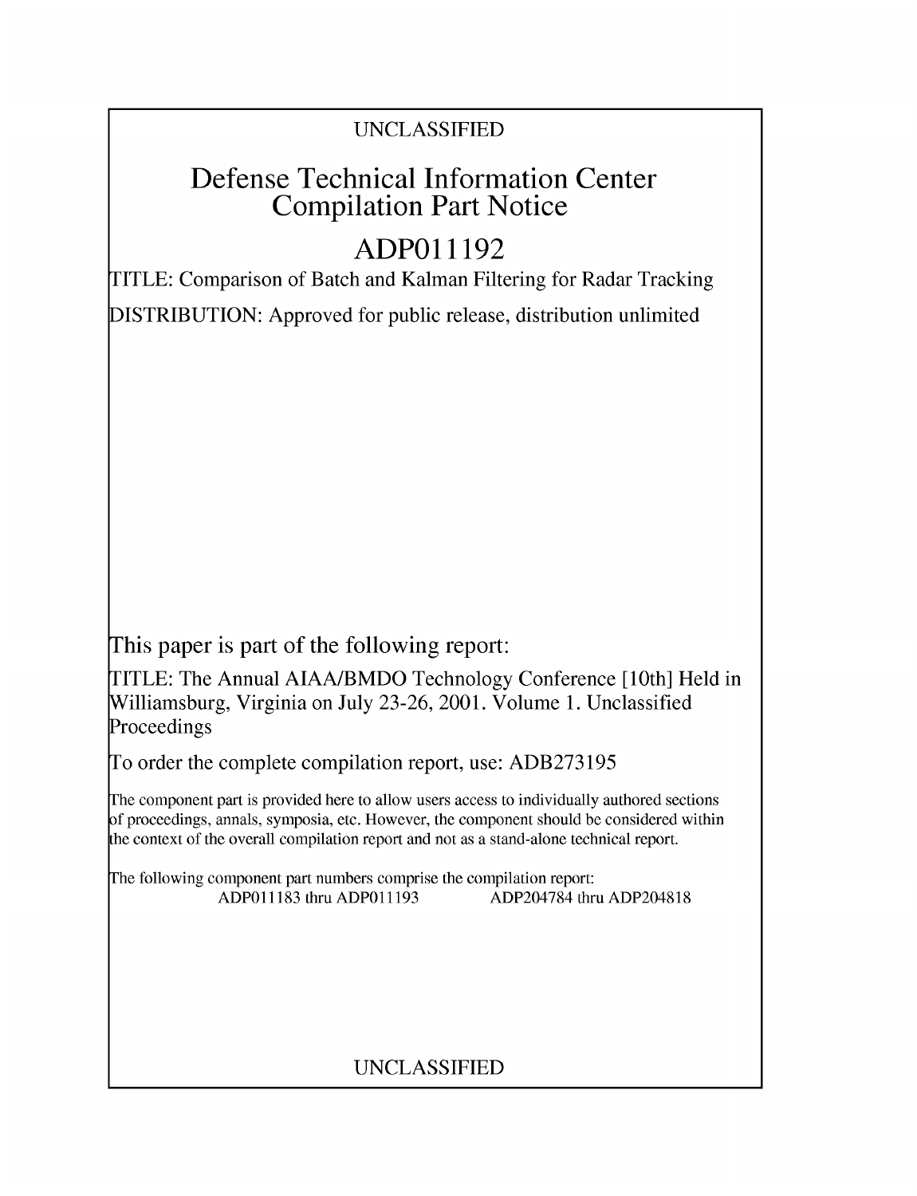UNCLASSIFIED

# Defense Technical Information Center Compilation Part Notice

# ADP011192

TITLE: Comparison of Batch and Kalman Filtering for Radar Tracking

DISTRIBUTION: Approved for public release, distribution unlimited

This paper is part of the following report:

TITLE: The Annual AIAA/BMDO Technology Conference [10th] Held in Williamsburg, Virginia on July 23-26, 2001. Volume 1. Unclassified Proceedings

To order the complete compilation report, use: ADB273195

The component part is provided here to allow users access to individually authored sections of proceedings, annals, symposia, etc. However, the component should be considered within the context of the overall compilation report and not as a stand-alone technical report.

The following component part numbers comprise the compilation report:
ADP011183 thru ADP011193 ADP204784 thru ADP204818

UNCLASSIFIED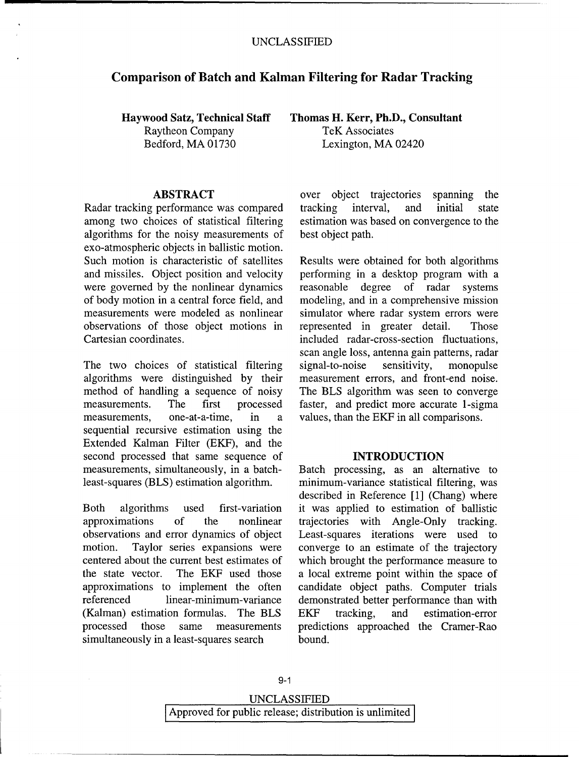UNCLASSIFIED

# Comparison of Batch and Kalman Filtering for Radar Tracking

**Haywood Satz, Technical Staff**
Raytheon Company
Bedford, MA 01730

**Thomas H. Kerr, Ph.D., Consultant**
TeK Associates
Lexington, MA 02420

## ABSTRACT

Radar tracking performance was compared among two choices of statistical filtering algorithms for the noisy measurements of exo-atmospheric objects in ballistic motion. Such motion is characteristic of satellites and missiles. Object position and velocity were governed by the nonlinear dynamics of body motion in a central force field, and measurements were modeled as nonlinear observations of those object motions in Cartesian coordinates.

The two choices of statistical filtering algorithms were distinguished by their method of handling a sequence of noisy measurements. The first processed measurements, one-at-a-time, in a sequential recursive estimation using the Extended Kalman Filter (EKF), and the second processed that same sequence of measurements, simultaneously, in a batch-least-squares (BLS) estimation algorithm.

Both algorithms used first-variation approximations of the nonlinear observations and error dynamics of object motion. Taylor series expansions were centered about the current best estimates of the state vector. The EKF used those approximations to implement the often referenced linear-minimum-variance (Kalman) estimation formulas. The BLS processed those same measurements simultaneously in a least-squares search over object trajectories spanning the tracking interval, and initial state estimation was based on convergence to the best object path.

Results were obtained for both algorithms performing in a desktop program with a reasonable degree of radar systems modeling, and in a comprehensive mission simulator where radar system errors were represented in greater detail. Those included radar-cross-section fluctuations, scan angle loss, antenna gain patterns, radar signal-to-noise sensitivity, monopulse measurement errors, and front-end noise. The BLS algorithm was seen to converge faster, and predict more accurate 1-sigma values, than the EKF in all comparisons.

## INTRODUCTION

Batch processing, as an alternative to minimum-variance statistical filtering, was described in Reference [1] (Chang) where it was applied to estimation of ballistic trajectories with Angle-Only tracking. Least-squares iterations were used to converge to an estimate of the trajectory which brought the performance measure to a local extreme point within the space of candidate object paths. Computer trials demonstrated better performance than with EKF tracking, and estimation-error predictions approached the Cramer-Rao bound.

UNCLASSIFIED
Approved for public release; distribution is unlimited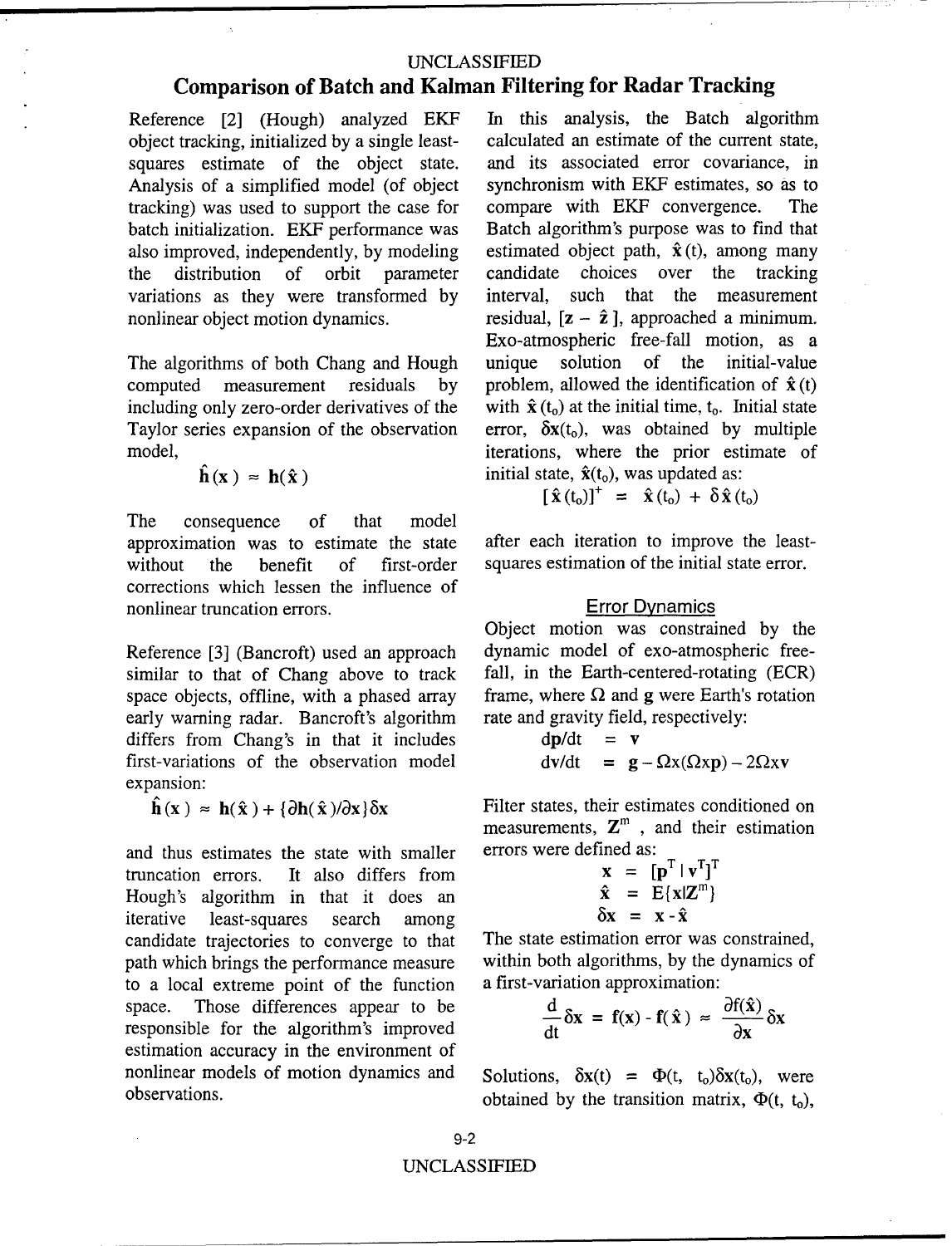Reference [2] (Hough) analyzed EKF object tracking, initialized by a single least-squares estimate of the object state. Analysis of a simplified model (of object tracking) was used to support the case for batch initialization. EKF performance was also improved, independently, by modeling the distribution of orbit parameter variations as they were transformed by nonlinear object motion dynamics.

The algorithms of both Chang and Hough computed measurement residuals by including only zero-order derivatives of the Taylor series expansion of the observation model,

$$\hat{\mathbf{h}}(\mathbf{x}) \approx \mathbf{h}(\hat{\mathbf{x}})$$

The consequence of that model approximation was to estimate the state without the benefit of first-order corrections which lessen the influence of nonlinear truncation errors.

Reference [3] (Bancroft) used an approach similar to that of Chang above to track space objects, offline, with a phased array early warning radar. Bancroft's algorithm differs from Chang's in that it includes first-variations of the observation model expansion:

$$\hat{\mathbf{h}}(\mathbf{x}) \approx \mathbf{h}(\hat{\mathbf{x}}) + \{\partial \mathbf{h}(\hat{\mathbf{x}})/\partial \mathbf{x}\}\delta \mathbf{x}$$

and thus estimates the state with smaller truncation errors. It also differs from Hough's algorithm in that it does an iterative least-squares search among candidate trajectories to converge to that path which brings the performance measure to a local extreme point of the function space. Those differences appear to be responsible for the algorithm's improved estimation accuracy in the environment of nonlinear models of motion dynamics and observations.

In this analysis, the Batch algorithm calculated an estimate of the current state, and its associated error covariance, in synchronism with EKF estimates, so as to compare with EKF convergence. The Batch algorithm's purpose was to find that estimated object path, $\hat{\mathbf{x}}(t)$, among many candidate choices over the tracking interval, such that the measurement residual, $[\mathbf{z} - \hat{\mathbf{z}}]$, approached a minimum. Exo-atmospheric free-fall motion, as a unique solution of the initial-value problem, allowed the identification of $\hat{\mathbf{x}}(t)$ with $\hat{\mathbf{x}}(t_o)$ at the initial time, $t_o$. Initial state error, $\delta\mathbf{x}(t_o)$, was obtained by multiple iterations, where the prior estimate of initial state, $\hat{\mathbf{x}}(t_o)$, was updated as:

$$[\hat{\mathbf{x}}(t_o)]^+ = \hat{\mathbf{x}}(t_o) + \delta\hat{\mathbf{x}}(t_o)$$

after each iteration to improve the least-squares estimation of the initial state error.

### Error Dynamics

Object motion was constrained by the dynamic model of exo-atmospheric free-fall, in the Earth-centered-rotating (ECR) frame, where $\Omega$ and $\mathbf{g}$ were Earth's rotation rate and gravity field, respectively:

$$d\mathbf{p}/dt = \mathbf{v}$$

$$d\mathbf{v}/dt = \mathbf{g} - \Omega \mathrm{x}(\Omega \mathrm{x} \mathbf{p}) - 2\Omega \mathrm{x} \mathbf{v}$$

Filter states, their estimates conditioned on measurements, $\mathbf{Z}^m$, and their estimation errors were defined as:

$$\mathbf{x} = [\mathbf{p}^T \mid \mathbf{v}^T]^T$$

$$\hat{\mathbf{x}} = E\{\mathbf{x}|\mathbf{Z}^m\}$$

$$\delta\mathbf{x} = \mathbf{x} - \hat{\mathbf{x}}$$

The state estimation error was constrained, within both algorithms, by the dynamics of a first-variation approximation:

$$\frac{d}{dt}\delta\mathbf{x} = \mathbf{f}(\mathbf{x}) - \mathbf{f}(\hat{\mathbf{x}}) \approx \frac{\partial \mathbf{f}(\hat{\mathbf{x}})}{\partial \mathbf{x}}\delta\mathbf{x}$$

Solutions, $\delta\mathbf{x}(t) = \Phi(t, t_o)\delta\mathbf{x}(t_o)$, were obtained by the transition matrix, $\Phi(t, t_o)$,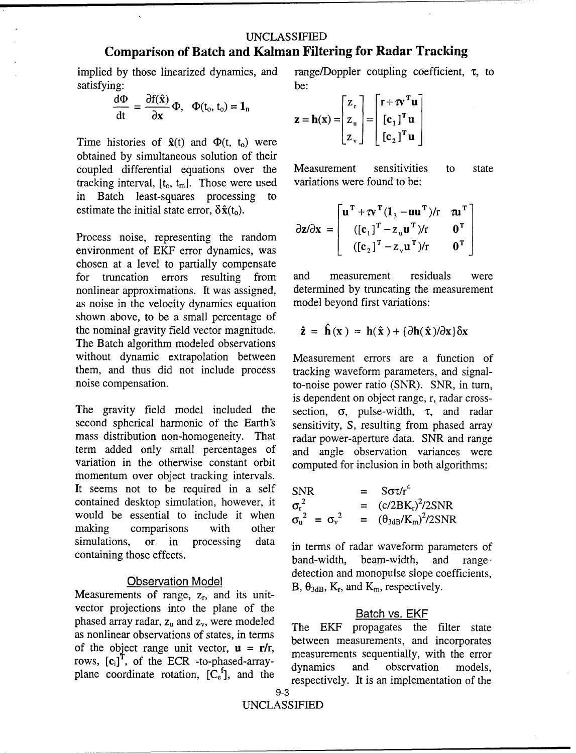implied by those linearized dynamics, and satisfying:

$$\frac{d\Phi}{dt} = \frac{\partial f(\hat{\mathbf{x}})}{\partial \mathbf{x}}\Phi, \quad \Phi(t_o, t_o) = \mathbf{1}_n$$

Time histories of $\hat{\mathbf{x}}(t)$ and $\Phi(t, t_o)$ were obtained by simultaneous solution of their coupled differential equations over the tracking interval, $[t_o, t_m]$. Those were used in Batch least-squares processing to estimate the initial state error, $\delta\hat{\mathbf{x}}(t_o)$.

Process noise, representing the random environment of EKF error dynamics, was chosen at a level to partially compensate for truncation errors resulting from nonlinear approximations. It was assigned, as noise in the velocity dynamics equation shown above, to be a small percentage of the nominal gravity field vector magnitude. The Batch algorithm modeled observations without dynamic extrapolation between them, and thus did not include process noise compensation.

The gravity field model included the second spherical harmonic of the Earth's mass distribution non-homogeneity. That term added only small percentages of variation in the otherwise constant orbit momentum over object tracking intervals. It seems not to be required in a self contained desktop simulation, however, it would be essential to include it when making comparisons with other simulations, or in processing data containing those effects.

## Observation Model

Measurements of range, $z_r$, and its unit-vector projections into the plane of the phased array radar, $z_u$ and $z_v$, were modeled as nonlinear observations of states, in terms of the object range unit vector, $\mathbf{u} = \mathbf{r}/r$, rows, $[\mathbf{c}_i]^T$, of the ECR -to-phased-array-plane coordinate rotation, $[C_e^f]$, and the range/Doppler coupling coefficient, $\tau$, to be:

$$\mathbf{z} = \mathbf{h}(\mathbf{x}) = \begin{bmatrix} z_r \\ z_u \\ z_v \end{bmatrix} = \begin{bmatrix} r + \tau\mathbf{v}^T\mathbf{u} \\ [\mathbf{c}_1]^T\mathbf{u} \\ [\mathbf{c}_2]^T\mathbf{u} \end{bmatrix}$$

Measurement sensitivities to state variations were found to be:

$$\partial\mathbf{z}/\partial\mathbf{x} = \begin{bmatrix} \mathbf{u}^T + \tau\mathbf{v}^T(\mathbf{1}_3 - \mathbf{u}\mathbf{u}^T)/r & \tau\mathbf{u}^T \\ ([\mathbf{c}_1]^T - z_u\mathbf{u}^T)/r & \mathbf{0}^T \\ ([\mathbf{c}_2]^T - z_v\mathbf{u}^T)/r & \mathbf{0}^T \end{bmatrix}$$

and measurement residuals were determined by truncating the measurement model beyond first variations:

$$\hat{\mathbf{z}} = \hat{\mathbf{h}}(\mathbf{x}) \approx \mathbf{h}(\hat{\mathbf{x}}) + \{\partial\mathbf{h}(\hat{\mathbf{x}})/\partial\mathbf{x}\}\delta\mathbf{x}$$

Measurement errors are a function of tracking waveform parameters, and signal-to-noise power ratio (SNR). SNR, in turn, is dependent on object range, r, radar cross-section, $\sigma$, pulse-width, $\tau$, and radar sensitivity, S, resulting from phased array radar power-aperture data. SNR and range and angle observation variances were computed for inclusion in both algorithms:

$$\mathrm{SNR} = S\sigma\tau/r^4$$

$$\sigma_r^2 = (c/2BK_r)^2/2\mathrm{SNR}$$

$$\sigma_u^2 = \sigma_v^2 = (\theta_{3dB}/K_m)^2/2\mathrm{SNR}$$

in terms of radar waveform parameters of band-width, beam-width, and range-detection and monopulse slope coefficients, $B$, $\theta_{3dB}$, $K_r$, and $K_m$, respectively.

## Batch vs. EKF

The EKF propagates the filter state between measurements, and incorporates measurements sequentially, with the error dynamics and observation models, respectively. It is an implementation of the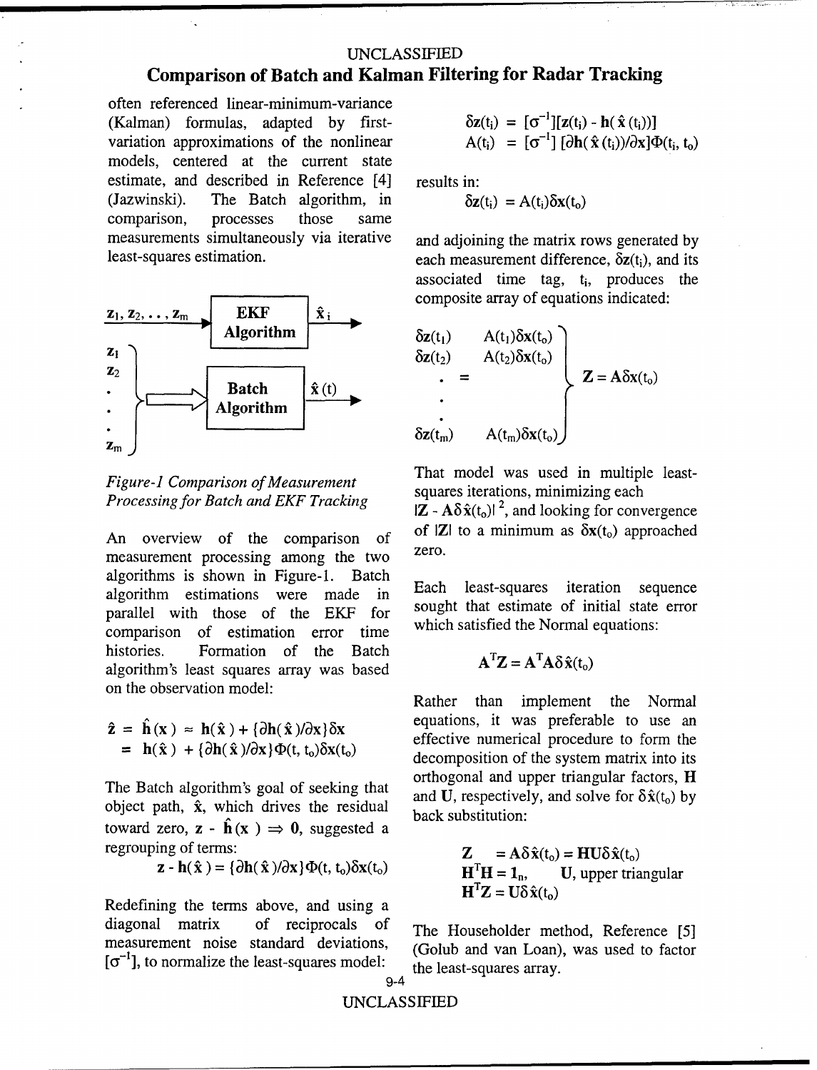often referenced linear-minimum-variance (Kalman) formulas, adapted by first-variation approximations of the nonlinear models, centered at the current state estimate, and described in Reference [4] (Jazwinski). The Batch algorithm, in comparison, processes those same measurements simultaneously via iterative least-squares estimation.

*Figure-1 Comparison of Measurement Processing for Batch and EKF Tracking*

An overview of the comparison of measurement processing among the two algorithms is shown in Figure-1. Batch algorithm estimations were made in parallel with those of the EKF for comparison of estimation error time histories. Formation of the Batch algorithm's least squares array was based on the observation model:

$$\hat{\mathbf{z}} = \hat{\mathbf{h}}(\mathbf{x}) \approx \mathbf{h}(\hat{\mathbf{x}}) + \{\partial \mathbf{h}(\hat{\mathbf{x}})/\partial \mathbf{x}\}\delta\mathbf{x}$$
$$= \mathbf{h}(\hat{\mathbf{x}}) + \{\partial \mathbf{h}(\hat{\mathbf{x}})/\partial \mathbf{x}\}\Phi(t, t_o)\delta\mathbf{x}(t_o)$$

The Batch algorithm's goal of seeking that object path, $\hat{\mathbf{x}}$, which drives the residual toward zero, $\mathbf{z} - \hat{\mathbf{h}}(\mathbf{x}) \Rightarrow \mathbf{0}$, suggested a regrouping of terms:

$$\mathbf{z} - \mathbf{h}(\hat{\mathbf{x}}) = \{\partial \mathbf{h}(\hat{\mathbf{x}})/\partial \mathbf{x}\}\Phi(t, t_o)\delta\mathbf{x}(t_o)$$

Redefining the terms above, and using a diagonal matrix of reciprocals of measurement noise standard deviations, $[\sigma^{-1}]$, to normalize the least-squares model:

$$\delta\mathbf{z}(t_i) = [\sigma^{-1}][\mathbf{z}(t_i) - \mathbf{h}(\hat{\mathbf{x}}(t_i))]$$
$$A(t_i) = [\sigma^{-1}]\,[\partial \mathbf{h}(\hat{\mathbf{x}}(t_i))/\partial \mathbf{x}]\Phi(t_i, t_o)$$

results in:

$$\delta\mathbf{z}(t_i) = A(t_i)\delta\mathbf{x}(t_o)$$

and adjoining the matrix rows generated by each measurement difference, $\delta\mathbf{z}(t_i)$, and its associated time tag, $t_i$, produces the composite array of equations indicated:

$$\left.\begin{array}{ll} \delta\mathbf{z}(t_1) & A(t_1)\delta\mathbf{x}(t_o) \\ \delta\mathbf{z}(t_2) & A(t_2)\delta\mathbf{x}(t_o) \\ \quad\cdot \;\; = & \\ \quad\cdot & \\ \quad\cdot & \\ \delta\mathbf{z}(t_m) & A(t_m)\delta\mathbf{x}(t_o) \end{array}\right\} \mathbf{Z} = \mathbf{A}\delta\mathbf{x}(t_o)$$

That model was used in multiple least-squares iterations, minimizing each $|\mathbf{Z} - \mathbf{A}\delta\hat{\mathbf{x}}(t_o)|^2$, and looking for convergence of $|\mathbf{Z}|$ to a minimum as $\delta\mathbf{x}(t_o)$ approached zero.

Each least-squares iteration sequence sought that estimate of initial state error which satisfied the Normal equations:

$$\mathbf{A}^T\mathbf{Z} = \mathbf{A}^T\mathbf{A}\delta\hat{\mathbf{x}}(t_o)$$

Rather than implement the Normal equations, it was preferable to use an effective numerical procedure to form the decomposition of the system matrix into its orthogonal and upper triangular factors, **H** and **U**, respectively, and solve for $\delta\hat{\mathbf{x}}(t_o)$ by back substitution:

$$\mathbf{Z} = \mathbf{A}\delta\hat{\mathbf{x}}(t_o) = \mathbf{H}\mathbf{U}\delta\hat{\mathbf{x}}(t_o)$$
$$\mathbf{H}^T\mathbf{H} = \mathbf{1}_n, \qquad \mathbf{U}\text{, upper triangular}$$
$$\mathbf{H}^T\mathbf{Z} = \mathbf{U}\delta\hat{\mathbf{x}}(t_o)$$

The Householder method, Reference [5] (Golub and van Loan), was used to factor the least-squares array.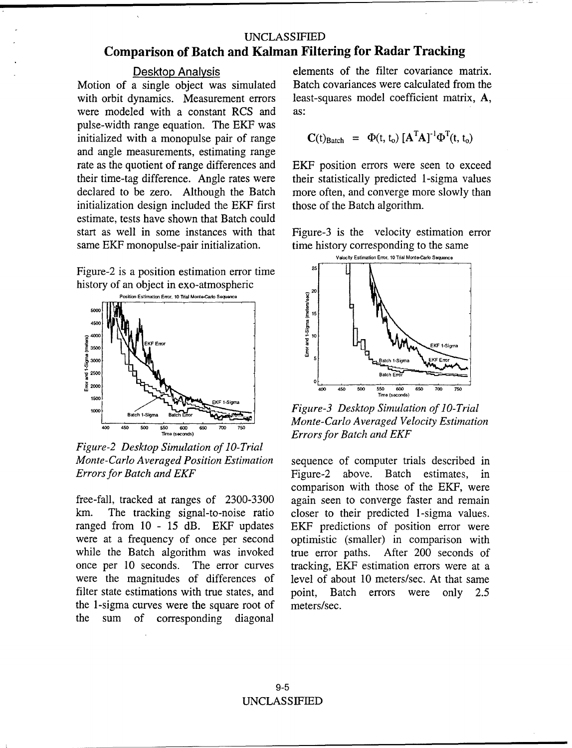# Comparison of Batch and Kalman Filtering for Radar Tracking

## Desktop Analysis

Motion of a single object was simulated with orbit dynamics. Measurement errors were modeled with a constant RCS and pulse-width range equation. The EKF was initialized with a monopulse pair of range and angle measurements, estimating range rate as the quotient of range differences and their time-tag difference. Angle rates were declared to be zero. Although the Batch initialization design included the EKF first estimate, tests have shown that Batch could start as well in some instances with that same EKF monopulse-pair initialization.

Figure-2 is a position estimation error time history of an object in exo-atmospheric free-fall, tracked at ranges of 2300-3300 km. The tracking signal-to-noise ratio ranged from 10 - 15 dB. EKF updates were at a frequency of once per second while the Batch algorithm was invoked once per 10 seconds. The error curves were the magnitudes of differences of filter state estimations with true states, and the 1-sigma curves were the square root of the sum of corresponding diagonal elements of the filter covariance matrix. Batch covariances were calculated from the least-squares model coefficient matrix, **A**, as:

*Figure-2 Desktop Simulation of 10-Trial Monte-Carlo Averaged Position Estimation Errors for Batch and EKF*

$$\mathbf{C}(t)_{\text{Batch}} = \Phi(t, t_o)\,[\mathbf{A}^T\mathbf{A}]^{-1}\Phi^T(t, t_o)$$

EKF position errors were seen to exceed their statistically predicted 1-sigma values more often, and converge more slowly than those of the Batch algorithm.

Figure-3 is the velocity estimation error time history corresponding to the same sequence of computer trials described in Figure-2 above. Batch estimates, in comparison with those of the EKF, were again seen to converge faster and remain closer to their predicted 1-sigma values. EKF predictions of position error were optimistic (smaller) in comparison with true error paths. After 200 seconds of tracking, EKF estimation errors were at a level of about 10 meters/sec. At that same point, Batch errors were only 2.5 meters/sec.

*Figure-3 Desktop Simulation of 10-Trial Monte-Carlo Averaged Velocity Estimation Errors for Batch and EKF*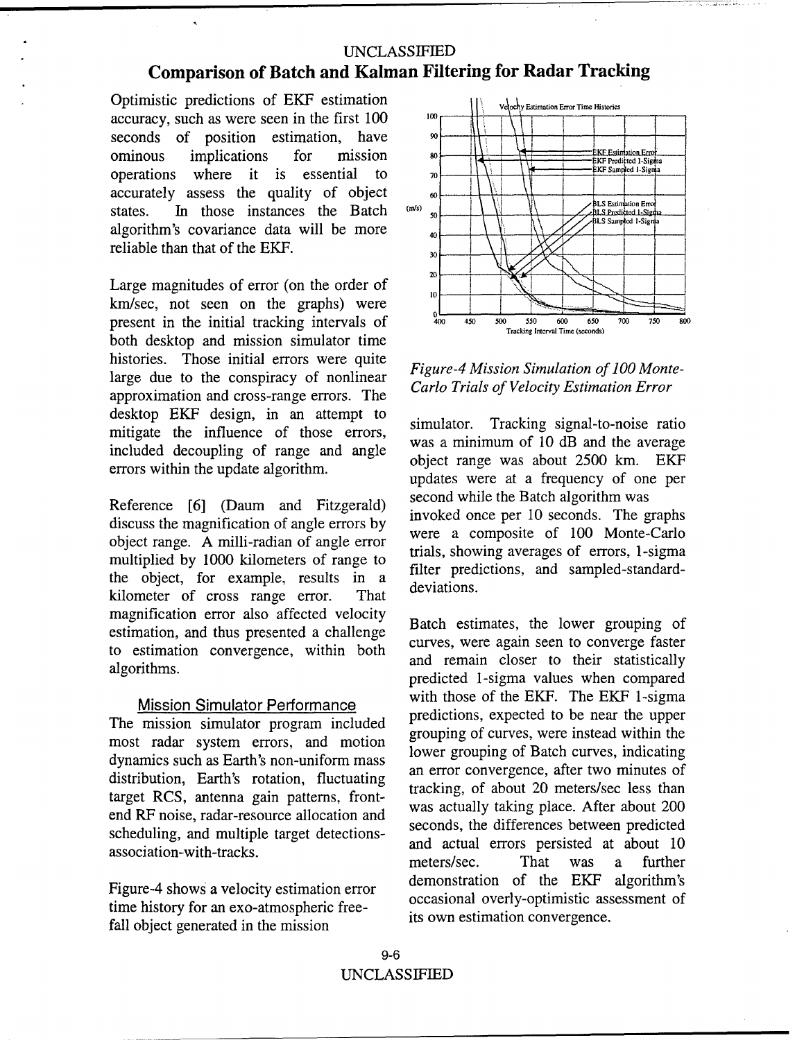Optimistic predictions of EKF estimation accuracy, such as were seen in the first 100 seconds of position estimation, have ominous implications for mission operations where it is essential to accurately assess the quality of object states. In those instances the Batch algorithm's covariance data will be more reliable than that of the EKF.

Large magnitudes of error (on the order of km/sec, not seen on the graphs) were present in the initial tracking intervals of both desktop and mission simulator time histories. Those initial errors were quite large due to the conspiracy of nonlinear approximation and cross-range errors. The desktop EKF design, in an attempt to mitigate the influence of those errors, included decoupling of range and angle errors within the update algorithm.

Reference [6] (Daum and Fitzgerald) discuss the magnification of angle errors by object range. A milli-radian of angle error multiplied by 1000 kilometers of range to the object, for example, results in a kilometer of cross range error. That magnification error also affected velocity estimation, and thus presented a challenge to estimation convergence, within both algorithms.

## Mission Simulator Performance

The mission simulator program included most radar system errors, and motion dynamics such as Earth's non-uniform mass distribution, Earth's rotation, fluctuating target RCS, antenna gain patterns, front-end RF noise, radar-resource allocation and scheduling, and multiple target detections-association-with-tracks.

Figure-4 shows a velocity estimation error time history for an exo-atmospheric free-fall object generated in the mission simulator. Tracking signal-to-noise ratio was a minimum of 10 dB and the average object range was about 2500 km. EKF updates were at a frequency of one per second while the Batch algorithm was invoked once per 10 seconds. The graphs were a composite of 100 Monte-Carlo trials, showing averages of errors, 1-sigma filter predictions, and sampled-standard-deviations.

*Figure-4 Mission Simulation of 100 Monte-Carlo Trials of Velocity Estimation Error*

Batch estimates, the lower grouping of curves, were again seen to converge faster and remain closer to their statistically predicted 1-sigma values when compared with those of the EKF. The EKF 1-sigma predictions, expected to be near the upper grouping of curves, were instead within the lower grouping of Batch curves, indicating an error convergence, after two minutes of tracking, of about 20 meters/sec less than was actually taking place. After about 200 seconds, the differences between predicted and actual errors persisted at about 10 meters/sec. That was a further demonstration of the EKF algorithm's occasional overly-optimistic assessment of its own estimation convergence.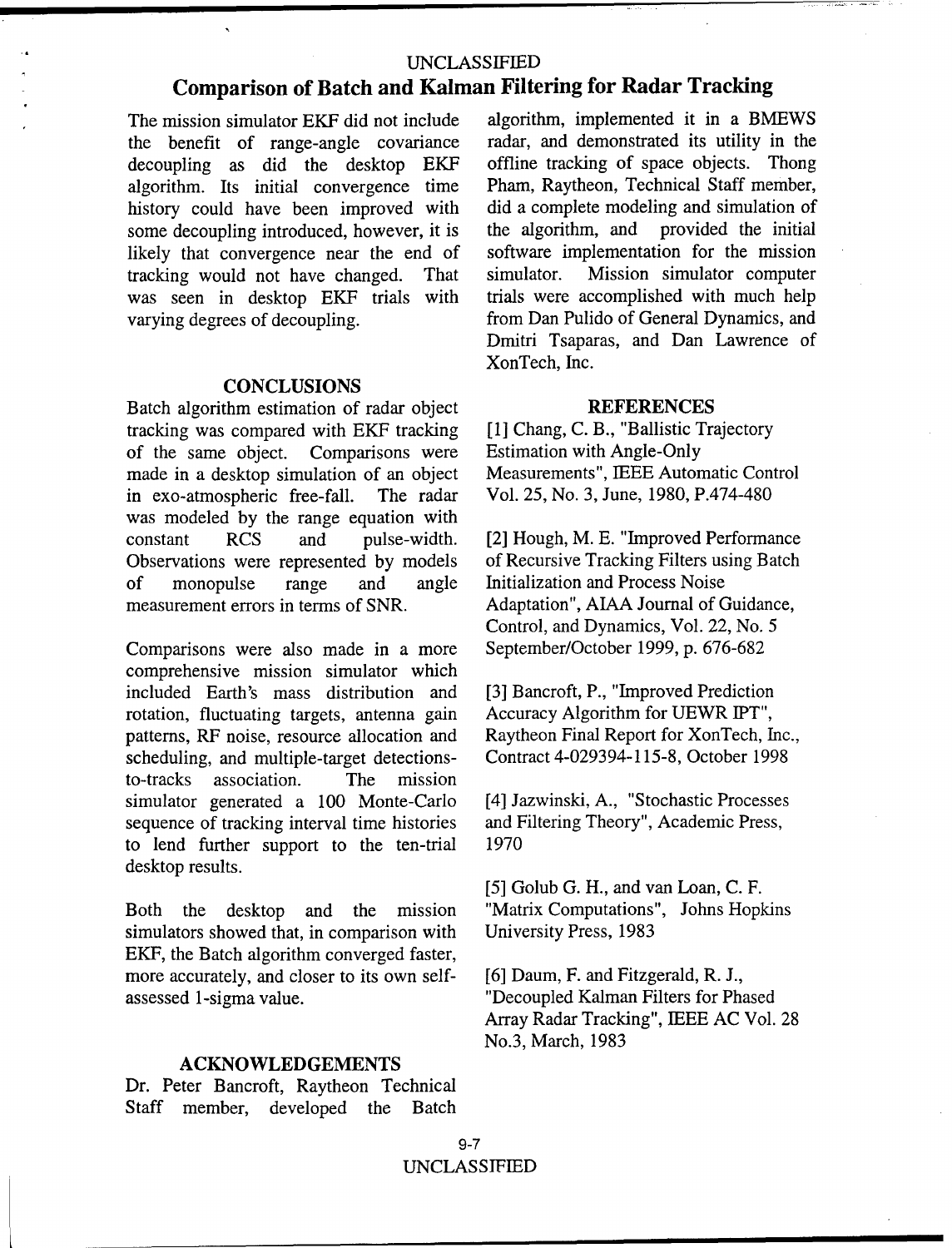The mission simulator EKF did not include the benefit of range-angle covariance decoupling as did the desktop EKF algorithm. Its initial convergence time history could have been improved with some decoupling introduced, however, it is likely that convergence near the end of tracking would not have changed. That was seen in desktop EKF trials with varying degrees of decoupling.

## CONCLUSIONS

Batch algorithm estimation of radar object tracking was compared with EKF tracking of the same object. Comparisons were made in a desktop simulation of an object in exo-atmospheric free-fall. The radar was modeled by the range equation with constant RCS and pulse-width. Observations were represented by models of monopulse range and angle measurement errors in terms of SNR.

Comparisons were also made in a more comprehensive mission simulator which included Earth's mass distribution and rotation, fluctuating targets, antenna gain patterns, RF noise, resource allocation and scheduling, and multiple-target detections-to-tracks association. The mission simulator generated a 100 Monte-Carlo sequence of tracking interval time histories to lend further support to the ten-trial desktop results.

Both the desktop and the mission simulators showed that, in comparison with EKF, the Batch algorithm converged faster, more accurately, and closer to its own self-assessed 1-sigma value.

## ACKNOWLEDGEMENTS

Dr. Peter Bancroft, Raytheon Technical Staff member, developed the Batch algorithm, implemented it in a BMEWS radar, and demonstrated its utility in the offline tracking of space objects. Thong Pham, Raytheon, Technical Staff member, did a complete modeling and simulation of the algorithm, and provided the initial software implementation for the mission simulator. Mission simulator computer trials were accomplished with much help from Dan Pulido of General Dynamics, and Dmitri Tsaparas, and Dan Lawrence of XonTech, Inc.

## REFERENCES

[1] Chang, C. B., "Ballistic Trajectory Estimation with Angle-Only Measurements", IEEE Automatic Control Vol. 25, No. 3, June, 1980, P.474-480

[2] Hough, M. E. "Improved Performance of Recursive Tracking Filters using Batch Initialization and Process Noise Adaptation", AIAA Journal of Guidance, Control, and Dynamics, Vol. 22, No. 5 September/October 1999, p. 676-682

[3] Bancroft, P., "Improved Prediction Accuracy Algorithm for UEWR IPT", Raytheon Final Report for XonTech, Inc., Contract 4-029394-115-8, October 1998

[4] Jazwinski, A., "Stochastic Processes and Filtering Theory", Academic Press, 1970

[5] Golub G. H., and van Loan, C. F. "Matrix Computations", Johns Hopkins University Press, 1983

[6] Daum, F. and Fitzgerald, R. J., "Decoupled Kalman Filters for Phased Array Radar Tracking", IEEE AC Vol. 28 No.3, March, 1983